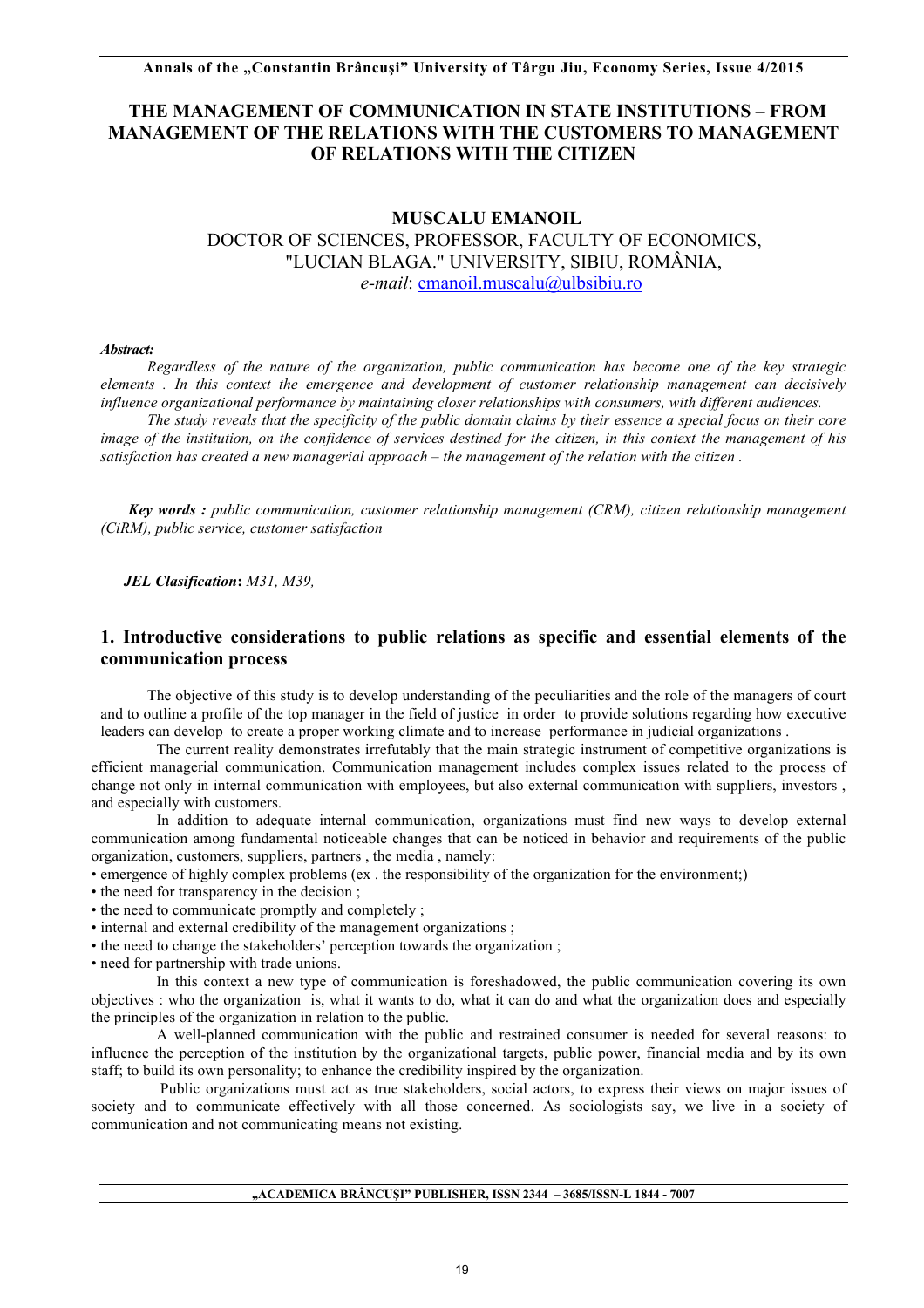# THE MANAGEMENT OF COMMUNICATION IN STATE INSTITUTIONS – FROM MANAGEMENT OF THE RELATIONS WITH THE CUSTOMERS TO MANAGEMENT OF RELATIONS WITH THE CITIZEN

**MUSCALU EMANOIL**
DOCTOR OF SCIENCES, PROFESSOR, FACULTY OF ECONOMICS, "LUCIAN BLAGA." UNIVERSITY, SIBIU, ROMÂNIA,
*e-mail*: emanoil.muscalu@ulbsibiu.ro

***Abstract:***

*Regardless of the nature of the organization, public communication has become one of the key strategic elements . In this context the emergence and development of customer relationship management can decisively influence organizational performance by maintaining closer relationships with consumers, with different audiences.*

*The study reveals that the specificity of the public domain claims by their essence a special focus on their core image of the institution, on the confidence of services destined for the citizen, in this context the management of his satisfaction has created a new managerial approach – the management of the relation with the citizen .*

***Key words :*** *public communication, customer relationship management (CRM), citizen relationship management (CiRM), public service, customer satisfaction*

***JEL Clasification*****:** *M31, M39,*

## 1. Introductive considerations to public relations as specific and essential elements of the communication process

The objective of this study is to develop understanding of the peculiarities and the role of the managers of court and to outline a profile of the top manager in the field of justice in order to provide solutions regarding how executive leaders can develop to create a proper working climate and to increase performance in judicial organizations .

The current reality demonstrates irrefutably that the main strategic instrument of competitive organizations is efficient managerial communication. Communication management includes complex issues related to the process of change not only in internal communication with employees, but also external communication with suppliers, investors , and especially with customers.

In addition to adequate internal communication, organizations must find new ways to develop external communication among fundamental noticeable changes that can be noticed in behavior and requirements of the public organization, customers, suppliers, partners , the media , namely:

- emergence of highly complex problems (ex . the responsibility of the organization for the environment;)
- the need for transparency in the decision ;
- the need to communicate promptly and completely ;
- internal and external credibility of the management organizations ;
- the need to change the stakeholders' perception towards the organization ;
- need for partnership with trade unions.

In this context a new type of communication is foreshadowed, the public communication covering its own objectives : who the organization is, what it wants to do, what it can do and what the organization does and especially the principles of the organization in relation to the public.

A well-planned communication with the public and restrained consumer is needed for several reasons: to influence the perception of the institution by the organizational targets, public power, financial media and by its own staff; to build its own personality; to enhance the credibility inspired by the organization.

Public organizations must act as true stakeholders, social actors, to express their views on major issues of society and to communicate effectively with all those concerned. As sociologists say, we live in a society of communication and not communicating means not existing.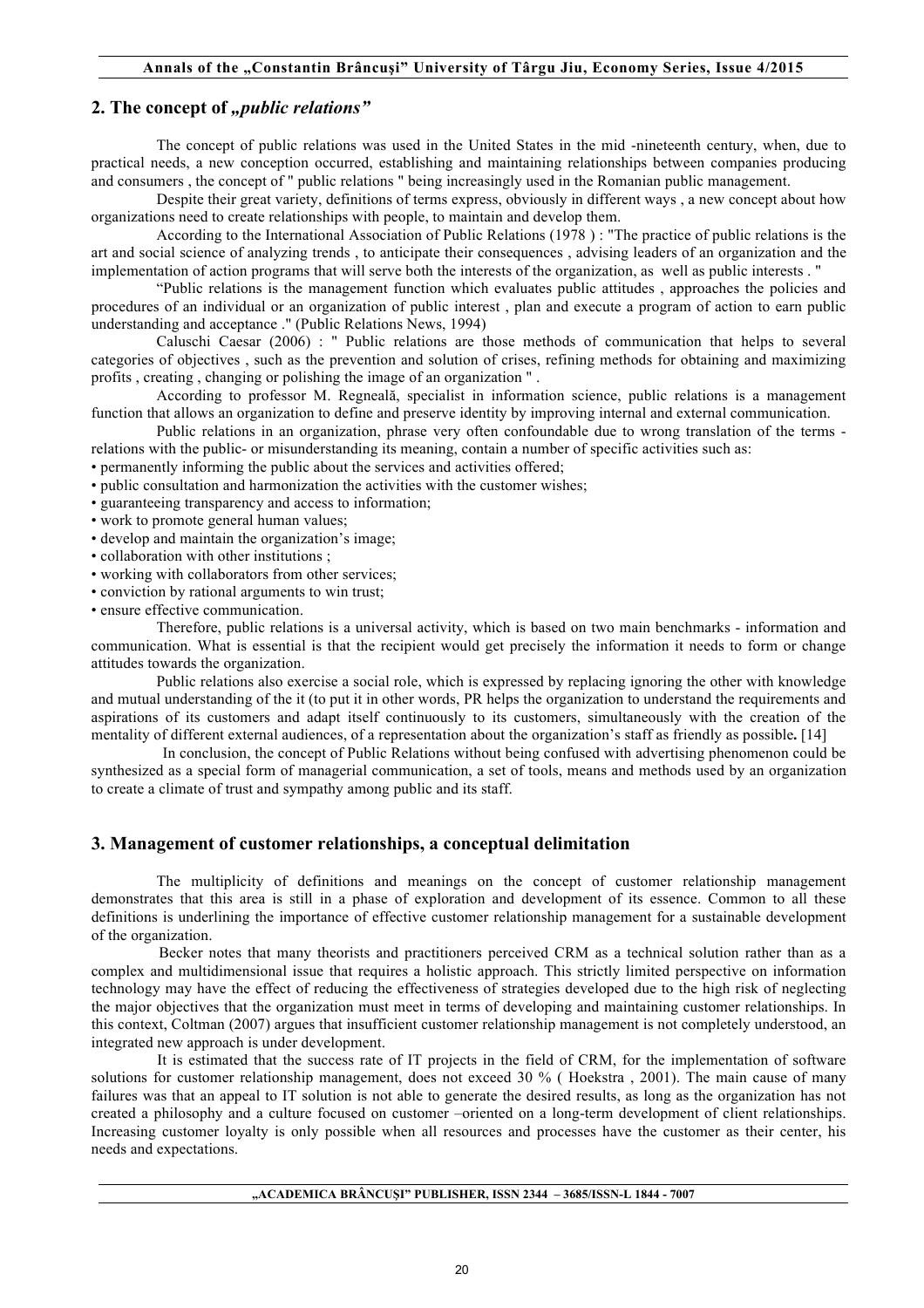## 2. The concept of *„public relations”*

The concept of public relations was used in the United States in the mid -nineteenth century, when, due to practical needs, a new conception occurred, establishing and maintaining relationships between companies producing and consumers , the concept of " public relations " being increasingly used in the Romanian public management.

Despite their great variety, definitions of terms express, obviously in different ways , a new concept about how organizations need to create relationships with people, to maintain and develop them.

According to the International Association of Public Relations (1978 ) : "The practice of public relations is the art and social science of analyzing trends , to anticipate their consequences , advising leaders of an organization and the implementation of action programs that will serve both the interests of the organization, as well as public interests . "

“Public relations is the management function which evaluates public attitudes , approaches the policies and procedures of an individual or an organization of public interest , plan and execute a program of action to earn public understanding and acceptance ." (Public Relations News, 1994)

Caluschi Caesar (2006) : " Public relations are those methods of communication that helps to several categories of objectives , such as the prevention and solution of crises, refining methods for obtaining and maximizing profits , creating , changing or polishing the image of an organization " .

According to professor M. Regneală, specialist in information science, public relations is a management function that allows an organization to define and preserve identity by improving internal and external communication.

Public relations in an organization, phrase very often confoundable due to wrong translation of the terms - relations with the public- or misunderstanding its meaning, contain a number of specific activities such as:

- permanently informing the public about the services and activities offered;
- public consultation and harmonization the activities with the customer wishes;
- guaranteeing transparency and access to information;
- work to promote general human values;
- develop and maintain the organization’s image;
- collaboration with other institutions ;
- working with collaborators from other services;
- conviction by rational arguments to win trust;
- ensure effective communication.

Therefore, public relations is a universal activity, which is based on two main benchmarks - information and communication. What is essential is that the recipient would get precisely the information it needs to form or change attitudes towards the organization.

Public relations also exercise a social role, which is expressed by replacing ignoring the other with knowledge and mutual understanding of the it (to put it in other words, PR helps the organization to understand the requirements and aspirations of its customers and adapt itself continuously to its customers, simultaneously with the creation of the mentality of different external audiences, of a representation about the organization’s staff as friendly as possible**.** [14]

In conclusion, the concept of Public Relations without being confused with advertising phenomenon could be synthesized as a special form of managerial communication, a set of tools, means and methods used by an organization to create a climate of trust and sympathy among public and its staff.

## 3. Management of customer relationships, a conceptual delimitation

The multiplicity of definitions and meanings on the concept of customer relationship management demonstrates that this area is still in a phase of exploration and development of its essence. Common to all these definitions is underlining the importance of effective customer relationship management for a sustainable development of the organization.

Becker notes that many theorists and practitioners perceived CRM as a technical solution rather than as a complex and multidimensional issue that requires a holistic approach. This strictly limited perspective on information technology may have the effect of reducing the effectiveness of strategies developed due to the high risk of neglecting the major objectives that the organization must meet in terms of developing and maintaining customer relationships. In this context, Coltman (2007) argues that insufficient customer relationship management is not completely understood, an integrated new approach is under development.

It is estimated that the success rate of IT projects in the field of CRM, for the implementation of software solutions for customer relationship management, does not exceed 30 % ( Hoekstra , 2001). The main cause of many failures was that an appeal to IT solution is not able to generate the desired results, as long as the organization has not created a philosophy and a culture focused on customer –oriented on a long-term development of client relationships. Increasing customer loyalty is only possible when all resources and processes have the customer as their center, his needs and expectations.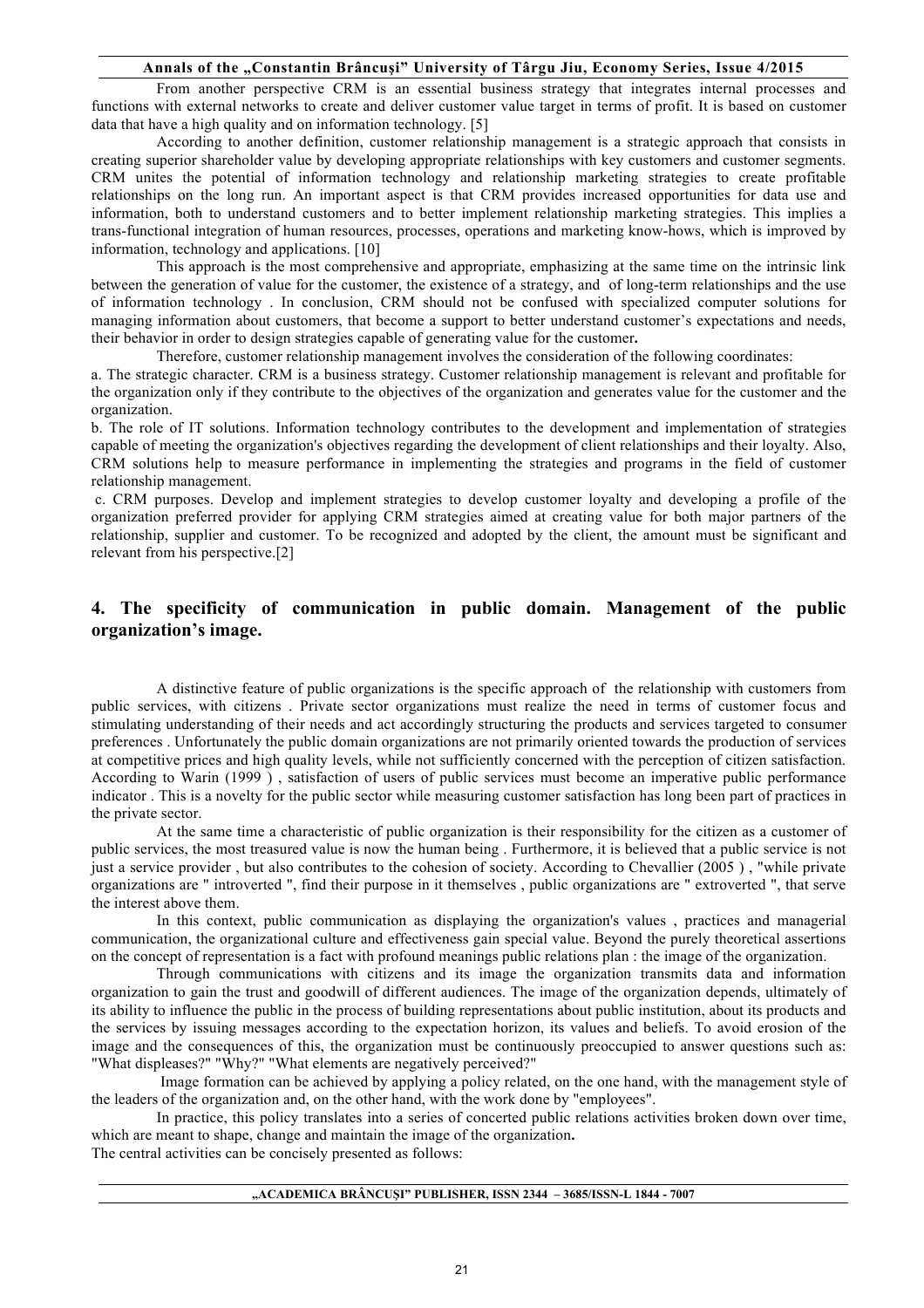From another perspective CRM is an essential business strategy that integrates internal processes and functions with external networks to create and deliver customer value target in terms of profit. It is based on customer data that have a high quality and on information technology. [5]

According to another definition, customer relationship management is a strategic approach that consists in creating superior shareholder value by developing appropriate relationships with key customers and customer segments. CRM unites the potential of information technology and relationship marketing strategies to create profitable relationships on the long run. An important aspect is that CRM provides increased opportunities for data use and information, both to understand customers and to better implement relationship marketing strategies. This implies a trans-functional integration of human resources, processes, operations and marketing know-hows, which is improved by information, technology and applications. [10]

This approach is the most comprehensive and appropriate, emphasizing at the same time on the intrinsic link between the generation of value for the customer, the existence of a strategy, and of long-term relationships and the use of information technology . In conclusion, CRM should not be confused with specialized computer solutions for managing information about customers, that become a support to better understand customer's expectations and needs, their behavior in order to design strategies capable of generating value for the customer**.**

Therefore, customer relationship management involves the consideration of the following coordinates:

a. The strategic character. CRM is a business strategy. Customer relationship management is relevant and profitable for the organization only if they contribute to the objectives of the organization and generates value for the customer and the organization.

b. The role of IT solutions. Information technology contributes to the development and implementation of strategies capable of meeting the organization's objectives regarding the development of client relationships and their loyalty. Also, CRM solutions help to measure performance in implementing the strategies and programs in the field of customer relationship management.

c. CRM purposes. Develop and implement strategies to develop customer loyalty and developing a profile of the organization preferred provider for applying CRM strategies aimed at creating value for both major partners of the relationship, supplier and customer. To be recognized and adopted by the client, the amount must be significant and relevant from his perspective.[2]

## 4. The specificity of communication in public domain. Management of the public organization's image.

A distinctive feature of public organizations is the specific approach of the relationship with customers from public services, with citizens . Private sector organizations must realize the need in terms of customer focus and stimulating understanding of their needs and act accordingly structuring the products and services targeted to consumer preferences . Unfortunately the public domain organizations are not primarily oriented towards the production of services at competitive prices and high quality levels, while not sufficiently concerned with the perception of citizen satisfaction. According to Warin (1999 ) , satisfaction of users of public services must become an imperative public performance indicator . This is a novelty for the public sector while measuring customer satisfaction has long been part of practices in the private sector.

At the same time a characteristic of public organization is their responsibility for the citizen as a customer of public services, the most treasured value is now the human being . Furthermore, it is believed that a public service is not just a service provider , but also contributes to the cohesion of society. According to Chevallier (2005 ) , "while private organizations are " introverted ", find their purpose in it themselves , public organizations are " extroverted ", that serve the interest above them.

In this context, public communication as displaying the organization's values , practices and managerial communication, the organizational culture and effectiveness gain special value. Beyond the purely theoretical assertions on the concept of representation is a fact with profound meanings public relations plan : the image of the organization.

Through communications with citizens and its image the organization transmits data and information organization to gain the trust and goodwill of different audiences. The image of the organization depends, ultimately of its ability to influence the public in the process of building representations about public institution, about its products and the services by issuing messages according to the expectation horizon, its values and beliefs. To avoid erosion of the image and the consequences of this, the organization must be continuously preoccupied to answer questions such as: "What displeases?" "Why?" "What elements are negatively perceived?"

Image formation can be achieved by applying a policy related, on the one hand, with the management style of the leaders of the organization and, on the other hand, with the work done by "employees".

In practice, this policy translates into a series of concerted public relations activities broken down over time, which are meant to shape, change and maintain the image of the organization**.**

The central activities can be concisely presented as follows: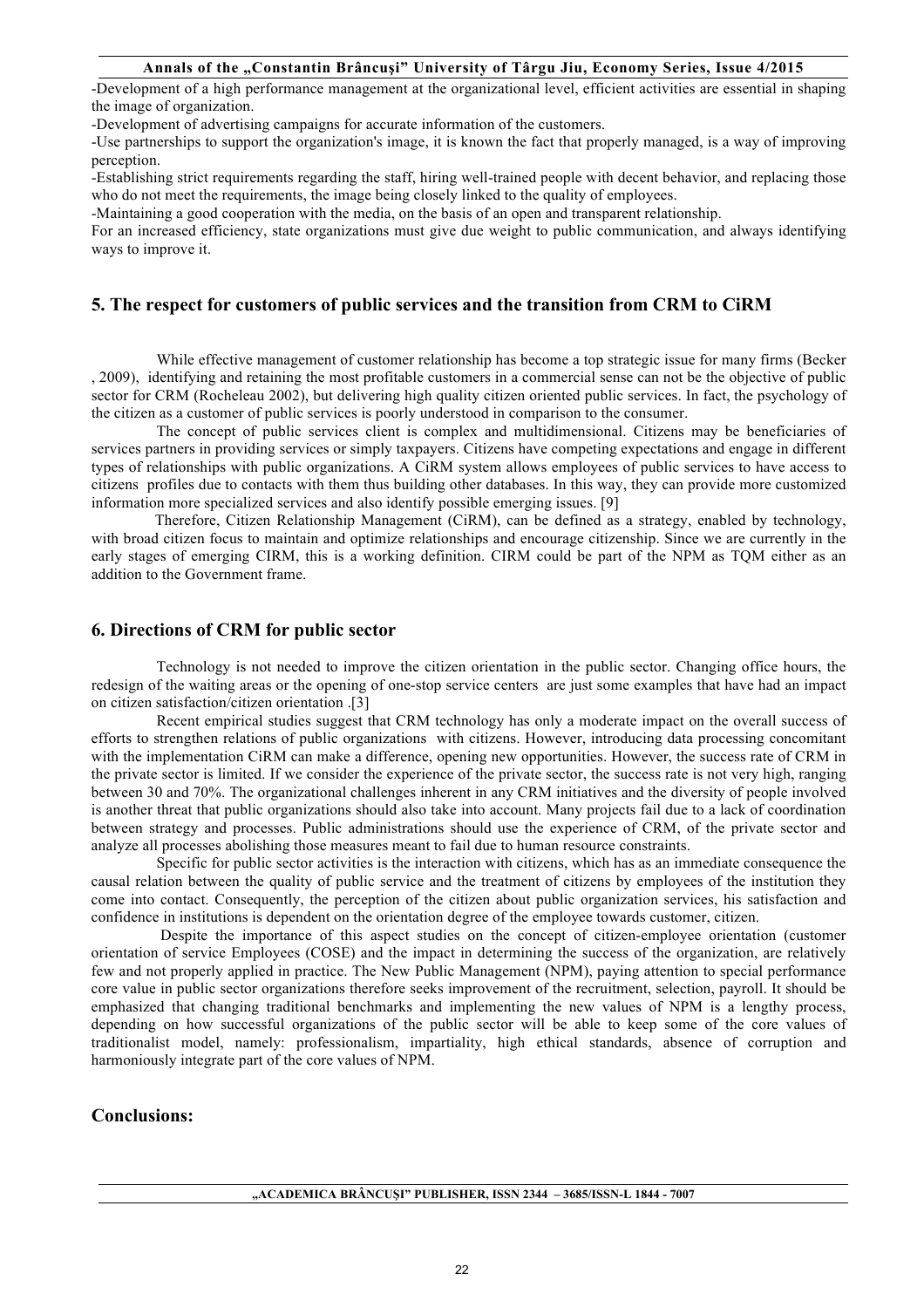-Development of a high performance management at the organizational level, efficient activities are essential in shaping the image of organization.

-Development of advertising campaigns for accurate information of the customers.

-Use partnerships to support the organization's image, it is known the fact that properly managed, is a way of improving perception.

-Establishing strict requirements regarding the staff, hiring well-trained people with decent behavior, and replacing those who do not meet the requirements, the image being closely linked to the quality of employees.

-Maintaining a good cooperation with the media, on the basis of an open and transparent relationship.

For an increased efficiency, state organizations must give due weight to public communication, and always identifying ways to improve it.

## 5. The respect for customers of public services and the transition from CRM to CiRM

While effective management of customer relationship has become a top strategic issue for many firms (Becker , 2009), identifying and retaining the most profitable customers in a commercial sense can not be the objective of public sector for CRM (Rocheleau 2002), but delivering high quality citizen oriented public services. In fact, the psychology of the citizen as a customer of public services is poorly understood in comparison to the consumer.

The concept of public services client is complex and multidimensional. Citizens may be beneficiaries of services partners in providing services or simply taxpayers. Citizens have competing expectations and engage in different types of relationships with public organizations. A CiRM system allows employees of public services to have access to citizens profiles due to contacts with them thus building other databases. In this way, they can provide more customized information more specialized services and also identify possible emerging issues. [9]

Therefore, Citizen Relationship Management (CiRM), can be defined as a strategy, enabled by technology, with broad citizen focus to maintain and optimize relationships and encourage citizenship. Since we are currently in the early stages of emerging CIRM, this is a working definition. CIRM could be part of the NPM as TQM either as an addition to the Government frame.

## 6. Directions of CRM for public sector

Technology is not needed to improve the citizen orientation in the public sector. Changing office hours, the redesign of the waiting areas or the opening of one-stop service centers are just some examples that have had an impact on citizen satisfaction/citizen orientation .[3]

Recent empirical studies suggest that CRM technology has only a moderate impact on the overall success of efforts to strengthen relations of public organizations with citizens. However, introducing data processing concomitant with the implementation CiRM can make a difference, opening new opportunities. However, the success rate of CRM in the private sector is limited. If we consider the experience of the private sector, the success rate is not very high, ranging between 30 and 70%. The organizational challenges inherent in any CRM initiatives and the diversity of people involved is another threat that public organizations should also take into account. Many projects fail due to a lack of coordination between strategy and processes. Public administrations should use the experience of CRM, of the private sector and analyze all processes abolishing those measures meant to fail due to human resource constraints.

Specific for public sector activities is the interaction with citizens, which has as an immediate consequence the causal relation between the quality of public service and the treatment of citizens by employees of the institution they come into contact. Consequently, the perception of the citizen about public organization services, his satisfaction and confidence in institutions is dependent on the orientation degree of the employee towards customer, citizen.

Despite the importance of this aspect studies on the concept of citizen-employee orientation (customer orientation of service Employees (COSE) and the impact in determining the success of the organization, are relatively few and not properly applied in practice. The New Public Management (NPM), paying attention to special performance core value in public sector organizations therefore seeks improvement of the recruitment, selection, payroll. It should be emphasized that changing traditional benchmarks and implementing the new values of NPM is a lengthy process, depending on how successful organizations of the public sector will be able to keep some of the core values of traditionalist model, namely: professionalism, impartiality, high ethical standards, absence of corruption and harmoniously integrate part of the core values of NPM.

## Conclusions: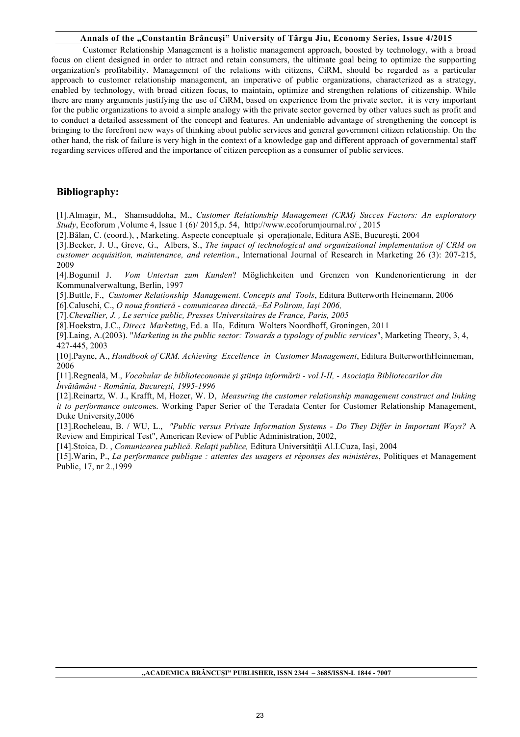Customer Relationship Management is a holistic management approach, boosted by technology, with a broad focus on client designed in order to attract and retain consumers, the ultimate goal being to optimize the supporting organization's profitability. Management of the relations with citizens, CiRM, should be regarded as a particular approach to customer relationship management, an imperative of public organizations, characterized as a strategy, enabled by technology, with broad citizen focus, to maintain, optimize and strengthen relations of citizenship. While there are many arguments justifying the use of CiRM, based on experience from the private sector, it is very important for the public organizations to avoid a simple analogy with the private sector governed by other values such as profit and to conduct a detailed assessment of the concept and features. An undeniable advantage of strengthening the concept is bringing to the forefront new ways of thinking about public services and general government citizen relationship. On the other hand, the risk of failure is very high in the context of a knowledge gap and different approach of governmental staff regarding services offered and the importance of citizen perception as a consumer of public services.

## Bibliography:

[1].Almagir, M., Shamsuddoha, M., *Customer Relationship Management (CRM) Succes Factors: An exploratory Study*, Ecoforum ,Volume 4, Issue 1 (6)/ 2015,p. 54, http://www.ecoforumjournal.ro/ , 2015

[2].Bălan, C. (coord.), , Marketing. Aspecte conceptuale şi operaţionale, Editura ASE, Bucureşti, 2004

[3].Becker, J. U., Greve, G., Albers, S., *The impact of technological and organizational implementation of CRM on customer acquisition, maintenance, and retention*., International Journal of Research in Marketing 26 (3): 207-215, 2009

[4].Bogumil J. *Vom Untertan zum Kunden*? Möglichkeiten und Grenzen von Kundenorientierung in der Kommunalverwaltung, Berlin, 1997

[5].Buttle, F., *Customer Relationship Management. Concepts and Tools*, Editura Butterworth Heinemann, 2006

[6].Caluschi, C., *O noua frontieră - comunicarea directă,–Ed Polirom, Iaşi 2006,*

[7].*Chevallier, J. , Le service public, Presses Universitaires de France, Paris, 2005*

[8].Hoekstra, J.C., *Direct Marketing*, Ed. a IIa, Editura Wolters Noordhoff, Groningen, 2011

[9].Laing, A.(2003). "*Marketing in the public sector: Towards a typology of public services*", Marketing Theory, 3, 4, 427-445, 2003

[10].Payne, A., *Handbook of CRM. Achieving Excellence in Customer Management*, Editura ButterworthHeinneman, 2006

[11].Regneală, M., *Vocabular de biblioteconomie şi ştiinţa informării - vol.I-II, - Asociaţia Bibliotecarilor din Învătământ - România, Bucureşti, 1995-1996*

[12].Reinartz, W. J., Krafft, M, Hozer, W. D, *Measuring the customer relationship management construct and linking it to performance outcome*s. Working Paper Serier of the Teradata Center for Customer Relationship Management, Duke University,2006

[13].Rocheleau, B. / WU, L., *"Public versus Private Information Systems - Do They Differ in Important Ways?* A Review and Empirical Test", American Review of Public Administration, 2002,

[14].Stoica, D. , *Comunicarea publică. Relaţii publice,* Editura Universităţii Al.I.Cuza, Iaşi, 2004

[15].Warin, P., *La performance publique : attentes des usagers et réponses des ministères*, Politiques et Management Public, 17, nr 2.,1999